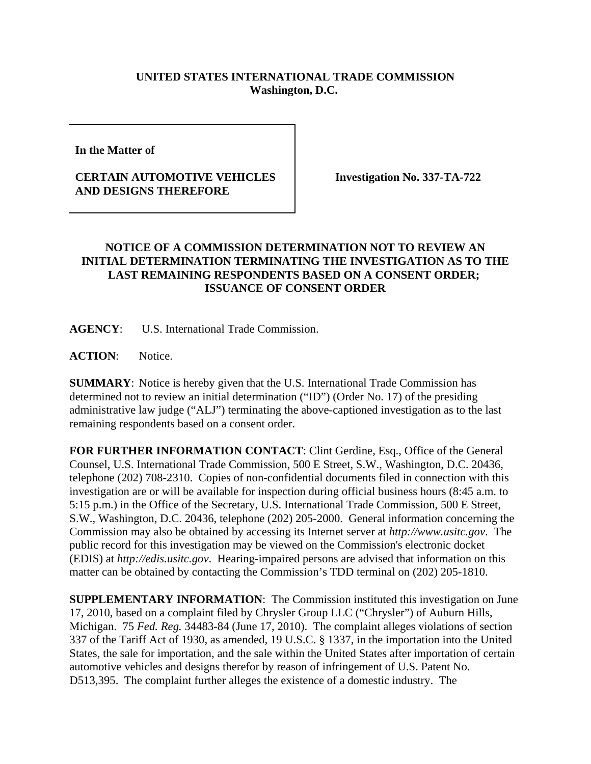**UNITED STATES INTERNATIONAL TRADE COMMISSION**
**Washington, D.C.**

**In the Matter of**

**CERTAIN AUTOMOTIVE VEHICLES AND DESIGNS THEREFORE**

**Investigation No. 337-TA-722**

## NOTICE OF A COMMISSION DETERMINATION NOT TO REVIEW AN INITIAL DETERMINATION TERMINATING THE INVESTIGATION AS TO THE LAST REMAINING RESPONDENTS BASED ON A CONSENT ORDER; ISSUANCE OF CONSENT ORDER

**AGENCY**: U.S. International Trade Commission.

**ACTION**: Notice.

**SUMMARY**: Notice is hereby given that the U.S. International Trade Commission has determined not to review an initial determination ("ID") (Order No. 17) of the presiding administrative law judge ("ALJ") terminating the above-captioned investigation as to the last remaining respondents based on a consent order.

**FOR FURTHER INFORMATION CONTACT**: Clint Gerdine, Esq., Office of the General Counsel, U.S. International Trade Commission, 500 E Street, S.W., Washington, D.C. 20436, telephone (202) 708-2310. Copies of non-confidential documents filed in connection with this investigation are or will be available for inspection during official business hours (8:45 a.m. to 5:15 p.m.) in the Office of the Secretary, U.S. International Trade Commission, 500 E Street, S.W., Washington, D.C. 20436, telephone (202) 205-2000. General information concerning the Commission may also be obtained by accessing its Internet server at *http://www.usitc.gov*. The public record for this investigation may be viewed on the Commission's electronic docket (EDIS) at *http://edis.usitc.gov*. Hearing-impaired persons are advised that information on this matter can be obtained by contacting the Commission's TDD terminal on (202) 205-1810.

**SUPPLEMENTARY INFORMATION**: The Commission instituted this investigation on June 17, 2010, based on a complaint filed by Chrysler Group LLC ("Chrysler") of Auburn Hills, Michigan. 75 *Fed. Reg.* 34483-84 (June 17, 2010). The complaint alleges violations of section 337 of the Tariff Act of 1930, as amended, 19 U.S.C. § 1337, in the importation into the United States, the sale for importation, and the sale within the United States after importation of certain automotive vehicles and designs therefor by reason of infringement of U.S. Patent No. D513,395. The complaint further alleges the existence of a domestic industry. The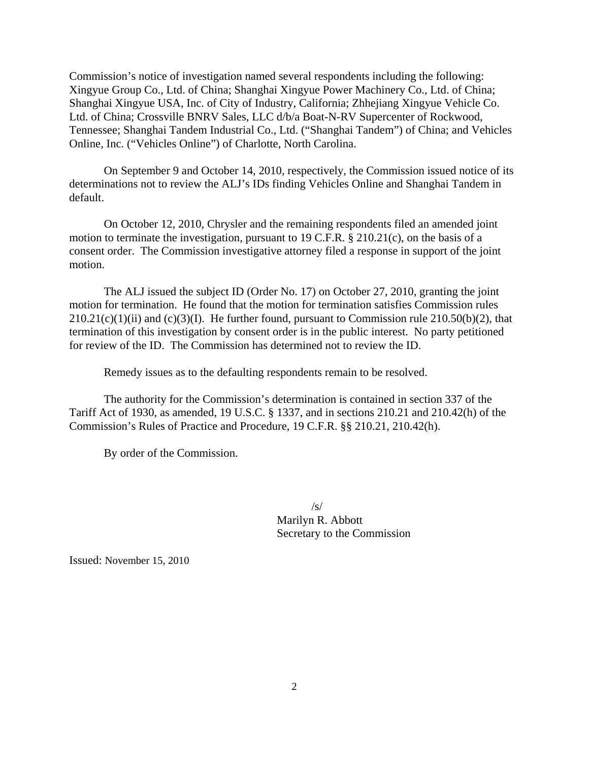Commission's notice of investigation named several respondents including the following: Xingyue Group Co., Ltd. of China; Shanghai Xingyue Power Machinery Co., Ltd. of China; Shanghai Xingyue USA, Inc. of City of Industry, California; Zhhejiang Xingyue Vehicle Co. Ltd. of China; Crossville BNRV Sales, LLC d/b/a Boat-N-RV Supercenter of Rockwood, Tennessee; Shanghai Tandem Industrial Co., Ltd. ("Shanghai Tandem") of China; and Vehicles Online, Inc. ("Vehicles Online") of Charlotte, North Carolina.

On September 9 and October 14, 2010, respectively, the Commission issued notice of its determinations not to review the ALJ's IDs finding Vehicles Online and Shanghai Tandem in default.

On October 12, 2010, Chrysler and the remaining respondents filed an amended joint motion to terminate the investigation, pursuant to 19 C.F.R. § 210.21(c), on the basis of a consent order. The Commission investigative attorney filed a response in support of the joint motion.

The ALJ issued the subject ID (Order No. 17) on October 27, 2010, granting the joint motion for termination. He found that the motion for termination satisfies Commission rules 210.21(c)(1)(ii) and (c)(3)(I). He further found, pursuant to Commission rule 210.50(b)(2), that termination of this investigation by consent order is in the public interest. No party petitioned for review of the ID. The Commission has determined not to review the ID.

Remedy issues as to the defaulting respondents remain to be resolved.

The authority for the Commission's determination is contained in section 337 of the Tariff Act of 1930, as amended, 19 U.S.C. § 1337, and in sections 210.21 and 210.42(h) of the Commission's Rules of Practice and Procedure, 19 C.F.R. §§ 210.21, 210.42(h).

By order of the Commission.

/s/
Marilyn R. Abbott
Secretary to the Commission

Issued: November 15, 2010